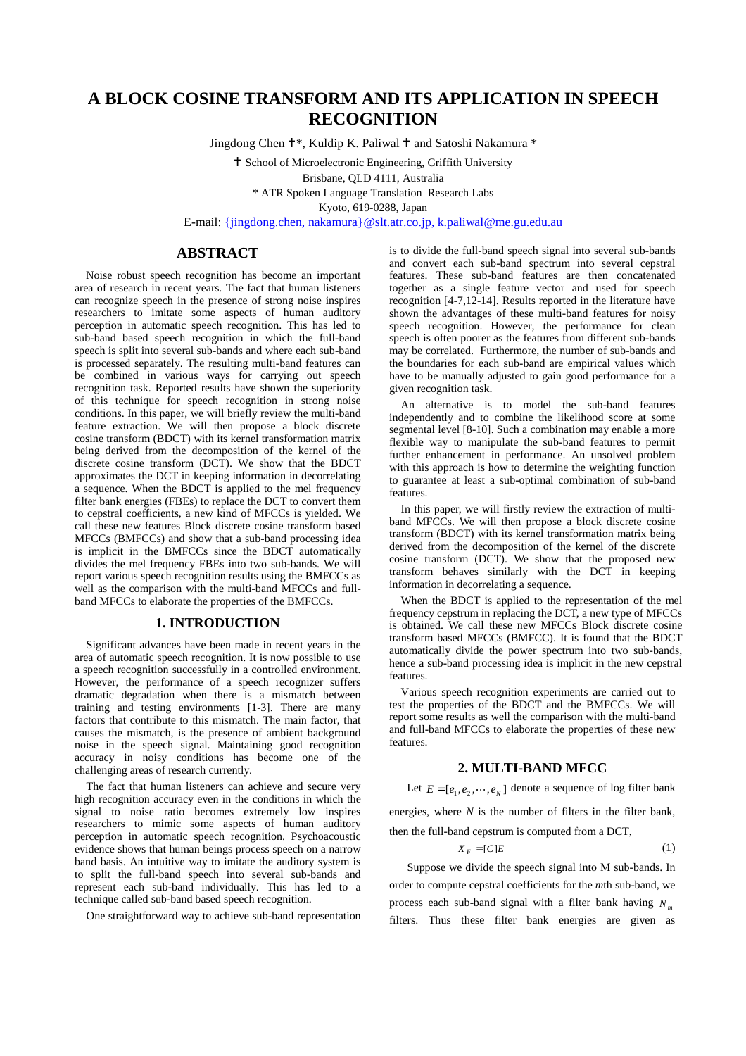# A BLOCK COSINE TRANSFORM AND ITS APPLICATION IN SPEECH RECOGNITION

Jingdong Chen †\*, Kuldip K. Paliwal † and Satoshi Nakamura \*

† School of Microelectronic Engineering, Griffith University
Brisbane, QLD 4111, Australia
\* ATR Spoken Language Translation Research Labs
Kyoto, 619-0288, Japan
E-mail: {jingdong.chen, nakamura}@slt.atr.co.jp, k.paliwal@me.gu.edu.au

## ABSTRACT

Noise robust speech recognition has become an important area of research in recent years. The fact that human listeners can recognize speech in the presence of strong noise inspires researchers to imitate some aspects of human auditory perception in automatic speech recognition. This has led to sub-band based speech recognition in which the full-band speech is split into several sub-bands and where each sub-band is processed separately. The resulting multi-band features can be combined in various ways for carrying out speech recognition task. Reported results have shown the superiority of this technique for speech recognition in strong noise conditions. In this paper, we will briefly review the multi-band feature extraction. We will then propose a block discrete cosine transform (BDCT) with its kernel transformation matrix being derived from the decomposition of the kernel of the discrete cosine transform (DCT). We show that the BDCT approximates the DCT in keeping information in decorrelating a sequence. When the BDCT is applied to the mel frequency filter bank energies (FBEs) to replace the DCT to convert them to cepstral coefficients, a new kind of MFCCs is yielded. We call these new features Block discrete cosine transform based MFCCs (BMFCCs) and show that a sub-band processing idea is implicit in the BMFCCs since the BDCT automatically divides the mel frequency FBEs into two sub-bands. We will report various speech recognition results using the BMFCCs as well as the comparison with the multi-band MFCCs and full-band MFCCs to elaborate the properties of the BMFCCs.

## 1. INTRODUCTION

Significant advances have been made in recent years in the area of automatic speech recognition. It is now possible to use a speech recognition successfully in a controlled environment. However, the performance of a speech recognizer suffers dramatic degradation when there is a mismatch between training and testing environments [1-3]. There are many factors that contribute to this mismatch. The main factor, that causes the mismatch, is the presence of ambient background noise in the speech signal. Maintaining good recognition accuracy in noisy conditions has become one of the challenging areas of research currently.

The fact that human listeners can achieve and secure very high recognition accuracy even in the conditions in which the signal to noise ratio becomes extremely low inspires researchers to mimic some aspects of human auditory perception in automatic speech recognition. Psychoacoustic evidence shows that human beings process speech on a narrow band basis. An intuitive way to imitate the auditory system is to split the full-band speech into several sub-bands and represent each sub-band individually. This has led to a technique called sub-band based speech recognition.

One straightforward way to achieve sub-band representation is to divide the full-band speech signal into several sub-bands and convert each sub-band spectrum into several cepstral features. These sub-band features are then concatenated together as a single feature vector and used for speech recognition [4-7,12-14]. Results reported in the literature have shown the advantages of these multi-band features for noisy speech recognition. However, the performance for clean speech is often poorer as the features from different sub-bands may be correlated. Furthermore, the number of sub-bands and the boundaries for each sub-band are empirical values which have to be manually adjusted to gain good performance for a given recognition task.

An alternative is to model the sub-band features independently and to combine the likelihood score at some segmental level [8-10]. Such a combination may enable a more flexible way to manipulate the sub-band features to permit further enhancement in performance. An unsolved problem with this approach is how to determine the weighting function to guarantee at least a sub-optimal combination of sub-band features.

In this paper, we will firstly review the extraction of multi-band MFCCs. We will then propose a block discrete cosine transform (BDCT) with its kernel transformation matrix being derived from the decomposition of the kernel of the discrete cosine transform (DCT). We show that the proposed new transform behaves similarly with the DCT in keeping information in decorrelating a sequence.

When the BDCT is applied to the representation of the mel frequency cepstrum in replacing the DCT, a new type of MFCCs is obtained. We call these new MFCCs Block discrete cosine transform based MFCCs (BMFCC). It is found that the BDCT automatically divide the power spectrum into two sub-bands, hence a sub-band processing idea is implicit in the new cepstral features.

Various speech recognition experiments are carried out to test the properties of the BDCT and the BMFCCs. We will report some results as well the comparison with the multi-band and full-band MFCCs to elaborate the properties of these new features.

## 2. MULTI-BAND MFCC

Let $E = [e_1, e_2, \cdots, e_N]$ denote a sequence of log filter bank energies, where $N$ is the number of filters in the filter bank, then the full-band cepstrum is computed from a DCT,

$$X_F = [C]E \tag{1}$$

Suppose we divide the speech signal into M sub-bands. In order to compute cepstral coefficients for the *m*th sub-band, we process each sub-band signal with a filter bank having $N_m$ filters. Thus these filter bank energies are given as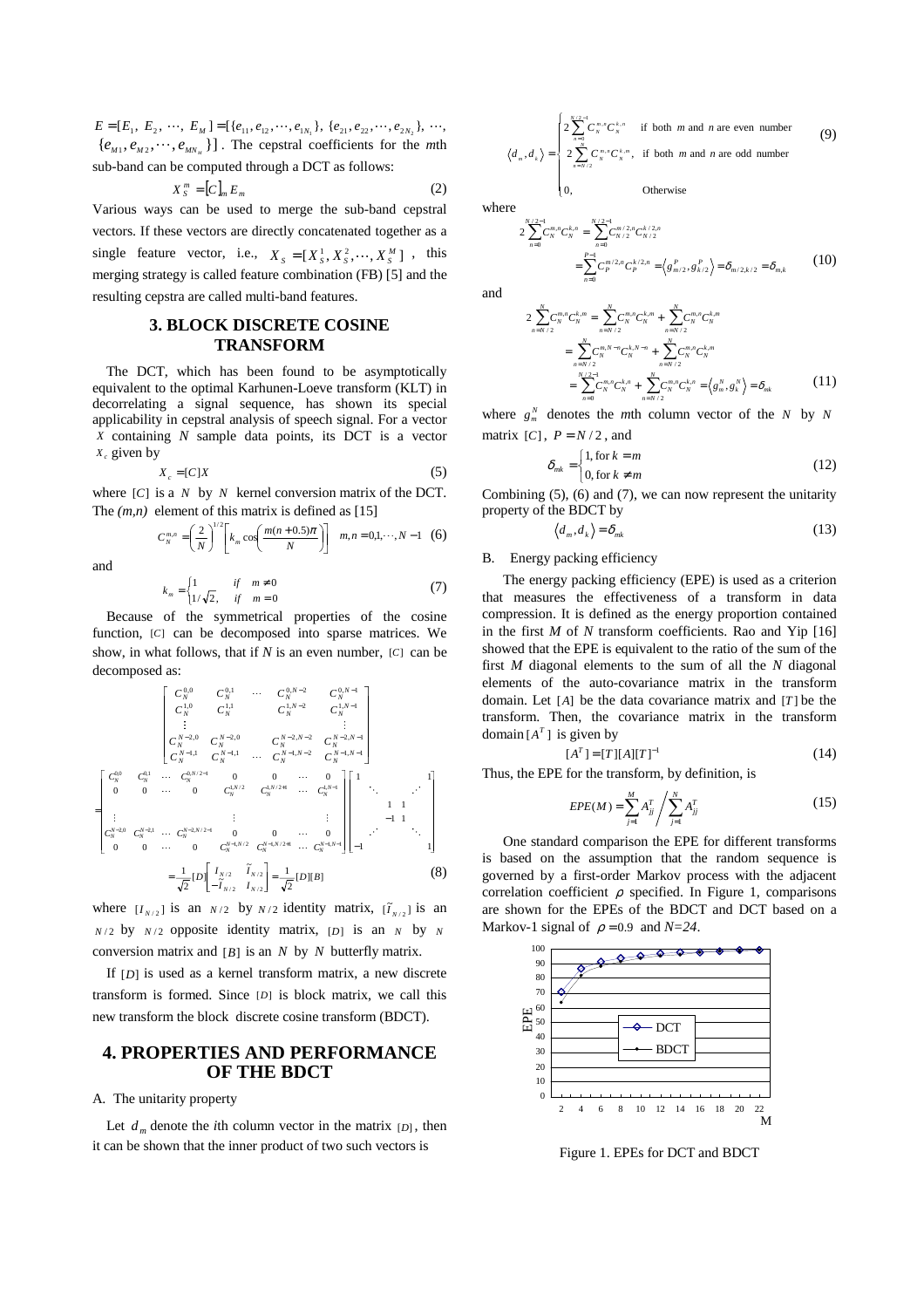$E = [E_1, E_2, \cdots, E_M] = [\{e_{11}, e_{12}, \cdots, e_{1N_1}\}, \{e_{21}, e_{22}, \cdots, e_{2N_2}\}, \cdots, \{e_{M1}, e_{M2}, \cdots, e_{MN_M}\}]$. The cepstral coefficients for the *m*th sub-band can be computed through a DCT as follows:

$$X_S^m = [C]_m E_m \tag{2}$$

Various ways can be used to merge the sub-band cepstral vectors. If these vectors are directly concatenated together as a single feature vector, i.e., $X_S = [X_S^1, X_S^2, \cdots, X_S^M]$, this merging strategy is called feature combination (FB) [5] and the resulting cepstra are called multi-band features.

## 3. BLOCK DISCRETE COSINE TRANSFORM

The DCT, which has been found to be asymptotically equivalent to the optimal Karhunen-Loeve transform (KLT) in decorrelating a signal sequence, has shown its special applicability in cepstral analysis of speech signal. For a vector $X$ containing $N$ sample data points, its DCT is a vector $X_c$ given by

$$X_c = [C]X \tag{5}$$

where $[C]$ is a $N$ by $N$ kernel conversion matrix of the DCT. The *(m,n)* element of this matrix is defined as [15]

$$C_N^{m,n} = \left(\frac{2}{N}\right)^{1/2}\left[k_m \cos\left(\frac{m(n+0.5)\pi}{N}\right)\right] \quad m,n = 0,1,\cdots,N-1 \tag{6}$$

and

$$k_m = \begin{cases} 1 & if \quad m \neq 0 \\ 1/\sqrt{2}, & if \quad m = 0 \end{cases} \tag{7}$$

Because of the symmetrical properties of the cosine function, $[C]$ can be decomposed into sparse matrices. We show, in what follows, that if *N* is an even number, $[C]$ can be decomposed as:

$$\begin{bmatrix} C_N^{0,0} & C_N^{0,1} & \cdots & C_N^{0,N-2} & C_N^{0,N-1} \\ C_N^{1,0} & C_N^{1,1} & & C_N^{1,N-2} & C_N^{1,N-1} \\ \vdots & & & & \vdots \\ C_N^{N-2,0} & C_N^{N-2,0} & & C_N^{N-2,N-2} & C_N^{N-2,N-1} \\ C_N^{N-1,1} & C_N^{N-1,1} & \cdots & C_N^{N-1,N-2} & C_N^{N-1,N-1} \end{bmatrix}$$

$$= \begin{bmatrix} C_N^{0,0} & C_N^{0,1} & \cdots & C_N^{0,N/2-1} & 0 & 0 & \cdots & 0 \\ 0 & 0 & \cdots & 0 & C_N^{1,N/2} & C_N^{1,N/2+1} & \cdots & C_N^{1,N-1} \\ \vdots & & & & \vdots & & & \vdots \\ C_N^{N-2,0} & C_N^{N-2,1} & \cdots & C_N^{N-2,N/2-1} & 0 & 0 & \cdots & 0 \\ 0 & 0 & \cdots & 0 & C_N^{N-1,N/2} & C_N^{N-1,N/2+1} & \cdots & C_N^{N-1,N-1} \end{bmatrix} \begin{bmatrix} 1 & & & & & 1 \\ & \ddots & & & \iddots & \\ & & 1 & 1 & & \\ & & -1 & 1 & & \\ & \iddots & & & \ddots & \\ -1 & & & & & 1 \end{bmatrix}$$

$$= \frac{1}{\sqrt{2}}[D]\begin{bmatrix} I_{N/2} & \tilde{I}_{N/2} \\ -\tilde{I}_{N/2} & I_{N/2} \end{bmatrix} = \frac{1}{\sqrt{2}}[D][B] \tag{8}$$

where $[I_{N/2}]$ is an $N/2$ by $N/2$ identity matrix, $[\tilde{I}_{N/2}]$ is an $N/2$ by $N/2$ opposite identity matrix, $[D]$ is an $N$ by $N$ conversion matrix and $[B]$ is an $N$ by $N$ butterfly matrix.

If $[D]$ is used as a kernel transform matrix, a new discrete transform is formed. Since $[D]$ is block matrix, we call this new transform the block discrete cosine transform (BDCT).

## 4. PROPERTIES AND PERFORMANCE OF THE BDCT

### A. The unitarity property

Let $d_m$ denote the *i*th column vector in the matrix $[D]$, then it can be shown that the inner product of two such vectors is

$$\langle d_m, d_k \rangle = \begin{cases} 2\sum_{n=0}^{N/2-1} C_N^{m,n} C_N^{k,n} & \text{if both } m \text{ and } n \text{ are even number} \\ 2\sum_{n=N/2}^{N} C_N^{m,n} C_N^{k,m}, & \text{if both } m \text{ and } n \text{ are odd number} \\ 0, & \text{Otherwise} \end{cases} \tag{9}$$

where

$$\begin{aligned} 2\sum_{n=0}^{N/2-1} C_N^{m,n} C_N^{k,n} &= \sum_{n=0}^{N/2-1} C_{N/2}^{m/2,n} C_{N/2}^{k/2,n} \\ &= \sum_{n=0}^{P-1} C_P^{m/2,n} C_P^{k/2,n} = \left\langle g_{m/2}^P, g_{k/2}^P \right\rangle = \delta_{m/2,k/2} = \delta_{m,k} \end{aligned} \tag{10}$$

and

$$\begin{aligned} 2\sum_{n=N/2}^{N} C_N^{m,n} C_N^{k,m} &= \sum_{n=N/2}^{N} C_N^{m,n} C_N^{k,m} + \sum_{n=N/2}^{N} C_N^{m,n} C_N^{k,m} \\ &= \sum_{n=N/2}^{N} C_N^{m,N-n} C_N^{k,N-n} + \sum_{n=N/2}^{N} C_N^{m,n} C_N^{k,m} \\ &= \sum_{n=0}^{N/2-1} C_N^{m,n} C_N^{k,n} + \sum_{n=N/2}^{N} C_N^{m,n} C_N^{k,n} = \left\langle g_m^N, g_k^N \right\rangle = \delta_{mk} \end{aligned} \tag{11}$$

where $g_m^N$ denotes the *m*th column vector of the $N$ by $N$ matrix $[C]$, $P = N/2$, and

$$\delta_{mk} = \begin{cases} 1, \text{for } k = m \\ 0, \text{for } k \neq m \end{cases} \tag{12}$$

Combining (5), (6) and (7), we can now represent the unitarity property of the BDCT by

$$\langle d_m, d_k \rangle = \delta_{mk} \tag{13}$$

### B. Energy packing efficiency

The energy packing efficiency (EPE) is used as a criterion that measures the effectiveness of a transform in data compression. It is defined as the energy proportion contained in the first *M* of *N* transform coefficients. Rao and Yip [16] showed that the EPE is equivalent to the ratio of the sum of the first *M* diagonal elements to the sum of all the *N* diagonal elements of the auto-covariance matrix in the transform domain. Let $[A]$ be the data covariance matrix and $[T]$ be the transform. Then, the covariance matrix in the transform domain $[A^T]$ is given by

$$[A^T] = [T][A][T]^{-1} \tag{14}$$

Thus, the EPE for the transform, by definition, is

$$EPE(M) = \sum_{j=1}^{M} A_{jj}^T \Big/ \sum_{j=1}^{N} A_{jj}^T \tag{15}$$

One standard comparison the EPE for different transforms is based on the assumption that the random sequence is governed by a first-order Markov process with the adjacent correlation coefficient $\rho$ specified. In Figure 1, comparisons are shown for the EPEs of the BDCT and DCT based on a Markov-1 signal of $\rho = 0.9$ and *N=24*.

Figure 1. EPEs for DCT and BDCT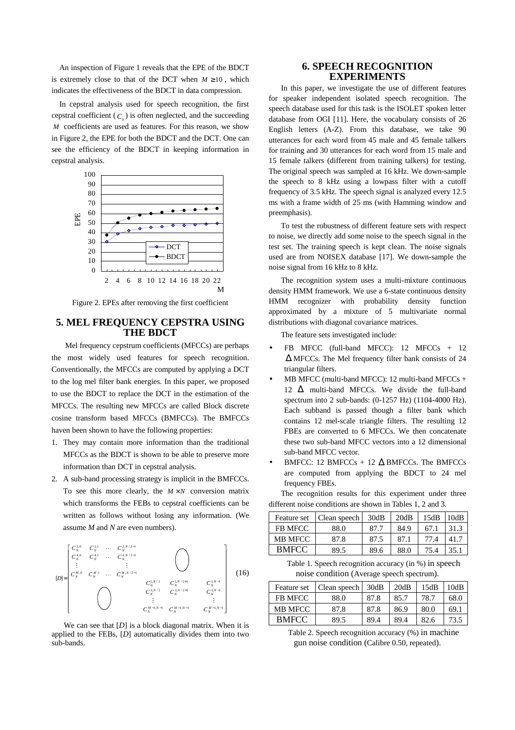An inspection of Figure 1 reveals that the EPE of the BDCT is extremely close to that of the DCT when $M \geq 10$, which indicates the effectiveness of the BDCT in data compression.

In cepstral analysis used for speech recognition, the first cepstral coefficient ($C_o$) is often neglected, and the succeeding $M$ coefficients are used as features. For this reason, we show in Figure 2, the EPE for both the BDCT and the DCT. One can see the efficiency of the BDCT in keeping information in cepstral analysis.

Figure 2. EPEs after removing the first coefficient

## 5. MEL FREQUENCY CEPSTRA USING THE BDCT

Mel frequency cepstrum coefficients (MFCCs) are perhaps the most widely used features for speech recognition. Conventionally, the MFCCs are computed by applying a DCT to the log mel filter bank energies. In this paper, we proposed to use the BDCT to replace the DCT in the estimation of the MFCCs. The resulting new MFCCs are called Block discrete cosine transform based MFCCs (BMFCCs). The BMFCCs haven been shown to have the following properties:

1. They may contain more information than the traditional MFCCs as the BDCT is shown to be able to preserve more information than DCT in cepstral analysis.
2. A sub-band processing strategy is implicit in the BMFCCs. To see this more clearly, the $M \times N$ conversion matrix which transforms the FEBs to cepstral coefficients can be written as follows without losing any information. (We assume $M$ and $N$ are even numbers).

$$[D] = \begin{bmatrix} C_N^{2,0} & C_N^{2,1} & \cdots & C_N^{2,N/2-1} & & & & \\ C_N^{4,0} & C_N^{4,1} & \cdots & C_N^{4,N/2-1} & & \bigcirc & & \\ \vdots & & & \vdots & & & & \\ C_N^{M,0} & C_N^{M,1} & \cdots & C_N^{M,N/2-1} & & & & \\ & & & & C_N^{1,N/2} & C_N^{1,N/2+1} & \cdots & C_N^{1,N-1} \\ & \bigcirc & & & C_N^{3,N/2} & C_N^{3,N/2+1} & \cdots & C_N^{3,N-1} \\ & & & & \vdots & & & \vdots \\ & & & & C_N^{M-1,N-1} & C_N^{M-1,N-1} & \cdots & C_N^{M-1,N-1} \end{bmatrix} \quad (16)$$

We can see that $[D]$ is a block diagonal matrix. When it is applied to the FEBs, $[D]$ automatically divides them into two sub-bands.

## 6. SPEECH RECOGNITION EXPERIMENTS

In this paper, we investigate the use of different features for speaker independent isolated speech recognition. The speech database used for this task is the ISOLET spoken letter database from OGI [11]. Here, the vocabulary consists of 26 English letters (A-Z). From this database, we take 90 utterances for each word from 45 male and 45 female talkers for training and 30 utterances for each word from 15 male and 15 female talkers (different from training talkers) for testing. The original speech was sampled at 16 kHz. We down-sample the speech to 8 kHz using a lowpass filter with a cutoff frequency of 3.5 kHz. The speech signal is analyzed every 12.5 ms with a frame width of 25 ms (with Hamming window and preemphasis).

To test the robustness of different feature sets with respect to noise, we directly add some noise to the speech signal in the test set. The training speech is kept clean. The noise signals used are from NOISEX database [17]. We down-sample the noise signal from 16 kHz to 8 kHz.

The recognition system uses a multi-mixture continuous density HMM framework. We use a 6-state continuous density HMM recognizer with probability density function approximated by a mixture of 5 multivariate normal distributions with diagonal covariance matrices.

The feature sets investigated include:

- FB MFCC (full-band MFCC): 12 MFCCs + 12 $\Delta$ MFCCs. The Mel frequency filter bank consists of 24 triangular filters.
- MB MFCC (multi-band MFCC): 12 multi-band MFCCs + 12 $\Delta$ multi-band MFCCs. We divide the full-band spectrum into 2 sub-bands: (0-1257 Hz) (1104-4000 Hz). Each subband is passed though a filter bank which contains 12 mel-scale triangle filters. The resulting 12 FBEs are converted to 6 MFCCs. We then concatenate these two sub-band MFCC vectors into a 12 dimensional sub-band MFCC vector.
- BMFCC: 12 BMFCCs + 12 $\Delta$ BMFCCs. The BMFCCs are computed from applying the BDCT to 24 mel frequency FBEs.

The recognition results for this experiment under three different noise conditions are shown in Tables 1, 2 and 3.

| Feature set | Clean speech | 30dB | 20dB | 15dB | 10dB |
|---|---|---|---|---|---|
| FB MFCC | 88.0 | 87.7 | 84.9 | 67.1 | 31.3 |
| MB MFCC | 87.8 | 87.5 | 87.1 | 77.4 | 41.7 |
| BMFCC | 89.5 | 89.6 | 88.0 | 75.4 | 35.1 |

Table 1. Speech recognition accuracy (in %) in speech noise condition (Average speech spectrum).

| Feature set | Clean speech | 30dB | 20dB | 15dB | 10dB |
|---|---|---|---|---|---|
| FB MFCC | 88.0 | 87.8 | 85.7 | 78.7 | 68.0 |
| MB MFCC | 87.8 | 87.8 | 86.9 | 80.0 | 69.1 |
| BMFCC | 89.5 | 89.4 | 89.4 | 82.6 | 73.5 |

Table 2. Speech recognition accuracy (%) in machine gun noise condition (Calibre 0.50, repeated).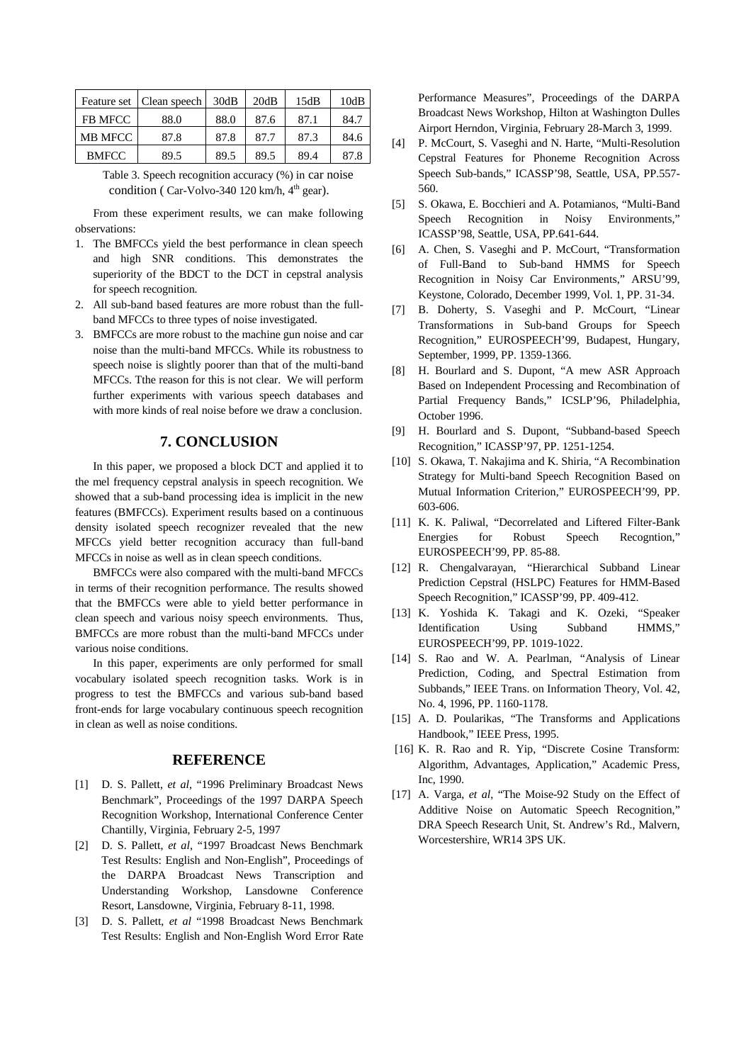| Feature set | Clean speech | 30dB | 20dB | 15dB | 10dB |
|---|---|---|---|---|---|
| FB MFCC | 88.0 | 88.0 | 87.6 | 87.1 | 84.7 |
| MB MFCC | 87.8 | 87.8 | 87.7 | 87.3 | 84.6 |
| BMFCC | 89.5 | 89.5 | 89.5 | 89.4 | 87.8 |

Table 3. Speech recognition accuracy (%) in car noise condition ( Car-Volvo-340 120 km/h, 4th gear).

From these experiment results, we can make following observations:

1. The BMFCCs yield the best performance in clean speech and high SNR conditions. This demonstrates the superiority of the BDCT to the DCT in cepstral analysis for speech recognition.
2. All sub-band based features are more robust than the full-band MFCCs to three types of noise investigated.
3. BMFCCs are more robust to the machine gun noise and car noise than the multi-band MFCCs. While its robustness to speech noise is slightly poorer than that of the multi-band MFCCs. Tthe reason for this is not clear. We will perform further experiments with various speech databases and with more kinds of real noise before we draw a conclusion.

## 7. CONCLUSION

In this paper, we proposed a block DCT and applied it to the mel frequency cepstral analysis in speech recognition. We showed that a sub-band processing idea is implicit in the new features (BMFCCs). Experiment results based on a continuous density isolated speech recognizer revealed that the new MFCCs yield better recognition accuracy than full-band MFCCs in noise as well as in clean speech conditions.

BMFCCs were also compared with the multi-band MFCCs in terms of their recognition performance. The results showed that the BMFCCs were able to yield better performance in clean speech and various noisy speech environments. Thus, BMFCCs are more robust than the multi-band MFCCs under various noise conditions.

In this paper, experiments are only performed for small vocabulary isolated speech recognition tasks. Work is in progress to test the BMFCCs and various sub-band based front-ends for large vocabulary continuous speech recognition in clean as well as noise conditions.

## REFERENCE

[1] D. S. Pallett, *et al*, "1996 Preliminary Broadcast News Benchmark", Proceedings of the 1997 DARPA Speech Recognition Workshop, International Conference Center Chantilly, Virginia, February 2-5, 1997

[2] D. S. Pallett, *et al*, "1997 Broadcast News Benchmark Test Results: English and Non-English", Proceedings of the DARPA Broadcast News Transcription and Understanding Workshop, Lansdowne Conference Resort, Lansdowne, Virginia, February 8-11, 1998.

[3] D. S. Pallett, *et al* "1998 Broadcast News Benchmark Test Results: English and Non-English Word Error Rate Performance Measures", Proceedings of the DARPA Broadcast News Workshop, Hilton at Washington Dulles Airport Herndon, Virginia, February 28-March 3, 1999.

[4] P. McCourt, S. Vaseghi and N. Harte, "Multi-Resolution Cepstral Features for Phoneme Recognition Across Speech Sub-bands," ICASSP'98, Seattle, USA, PP.557-560.

[5] S. Okawa, E. Bocchieri and A. Potamianos, "Multi-Band Speech Recognition in Noisy Environments," ICASSP'98, Seattle, USA, PP.641-644.

[6] A. Chen, S. Vaseghi and P. McCourt, "Transformation of Full-Band to Sub-band HMMS for Speech Recognition in Noisy Car Environments," ARSU'99, Keystone, Colorado, December 1999, Vol. 1, PP. 31-34.

[7] B. Doherty, S. Vaseghi and P. McCourt, "Linear Transformations in Sub-band Groups for Speech Recognition," EUROSPEECH'99, Budapest, Hungary, September, 1999, PP. 1359-1366.

[8] H. Bourlard and S. Dupont, "A mew ASR Approach Based on Independent Processing and Recombination of Partial Frequency Bands," ICSLP'96, Philadelphia, October 1996.

[9] H. Bourlard and S. Dupont, "Subband-based Speech Recognition," ICASSP'97, PP. 1251-1254.

[10] S. Okawa, T. Nakajima and K. Shiria, "A Recombination Strategy for Multi-band Speech Recognition Based on Mutual Information Criterion," EUROSPEECH'99, PP. 603-606.

[11] K. K. Paliwal, "Decorrelated and Liftered Filter-Bank Energies for Robust Speech Recogntion," EUROSPEECH'99, PP. 85-88.

[12] R. Chengalvarayan, "Hierarchical Subband Linear Prediction Cepstral (HSLPC) Features for HMM-Based Speech Recognition," ICASSP'99, PP. 409-412.

[13] K. Yoshida K. Takagi and K. Ozeki, "Speaker Identification Using Subband HMMS," EUROSPEECH'99, PP. 1019-1022.

[14] S. Rao and W. A. Pearlman, "Analysis of Linear Prediction, Coding, and Spectral Estimation from Subbands," IEEE Trans. on Information Theory, Vol. 42, No. 4, 1996, PP. 1160-1178.

[15] A. D. Poularikas, "The Transforms and Applications Handbook," IEEE Press, 1995.

[16] K. R. Rao and R. Yip, "Discrete Cosine Transform: Algorithm, Advantages, Application," Academic Press, Inc, 1990.

[17] A. Varga, *et al*, "The Moise-92 Study on the Effect of Additive Noise on Automatic Speech Recognition," DRA Speech Research Unit, St. Andrew's Rd., Malvern, Worcestershire, WR14 3PS UK.